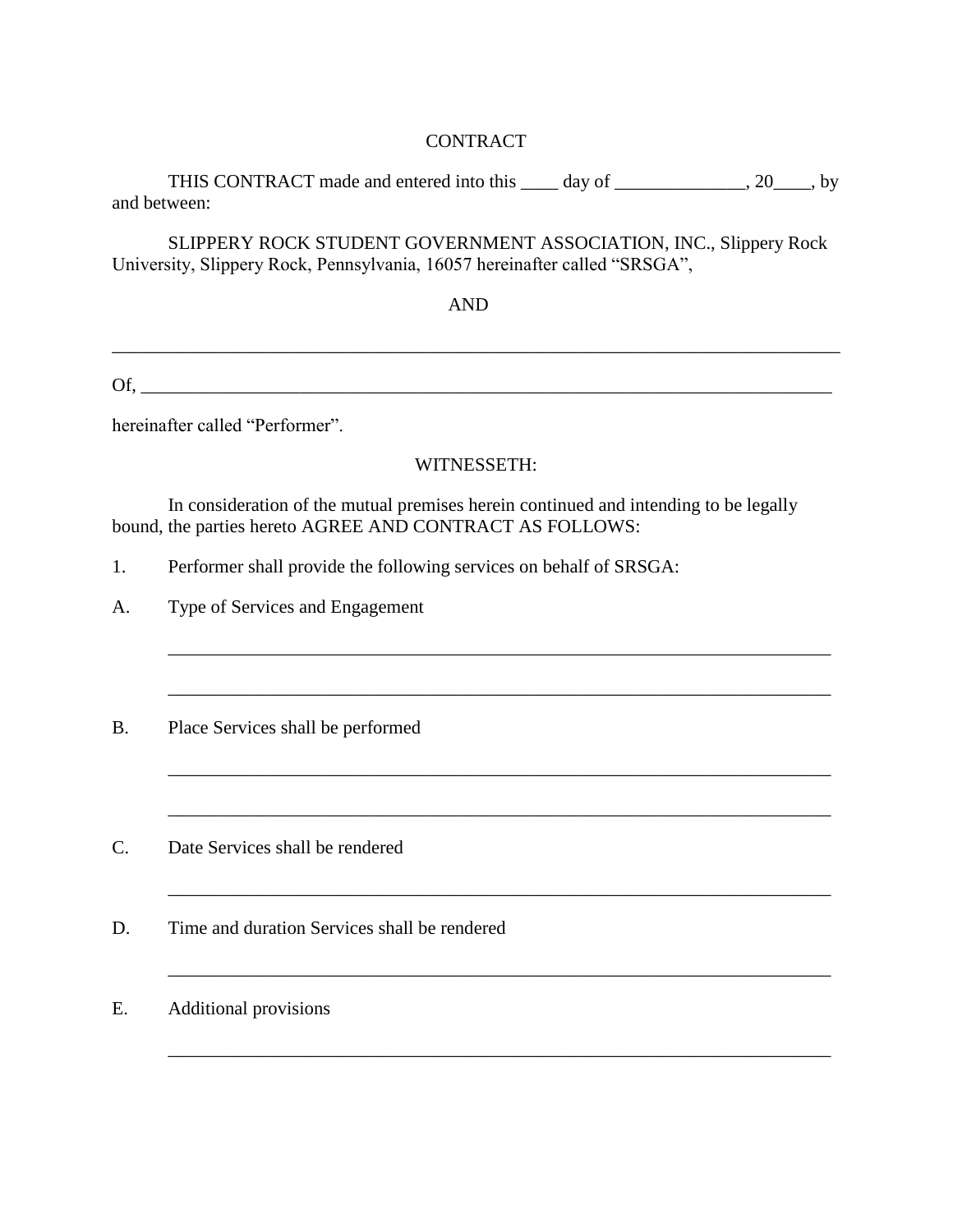# CONTRACT

THIS CONTRACT made and entered into this ____ day of ______________, 20____, by and between:

SLIPPERY ROCK STUDENT GOVERNMENT ASSOCIATION, INC., Slippery Rock University, Slippery Rock, Pennsylvania, 16057 hereinafter called "SRSGA",

AND

_______________________________________________________________________________

Of, ____________________________________________________________________________

hereinafter called "Performer".

WITNESSETH:

In consideration of the mutual premises herein continued and intending to be legally bound, the parties hereto AGREE AND CONTRACT AS FOLLOWS:

1. Performer shall provide the following services on behalf of SRSGA:

A. Type of Services and Engagement

_______________________________________________________________________

_______________________________________________________________________

B. Place Services shall be performed

_______________________________________________________________________

_______________________________________________________________________

C. Date Services shall be rendered

_______________________________________________________________________

D. Time and duration Services shall be rendered

_______________________________________________________________________

E. Additional provisions

_______________________________________________________________________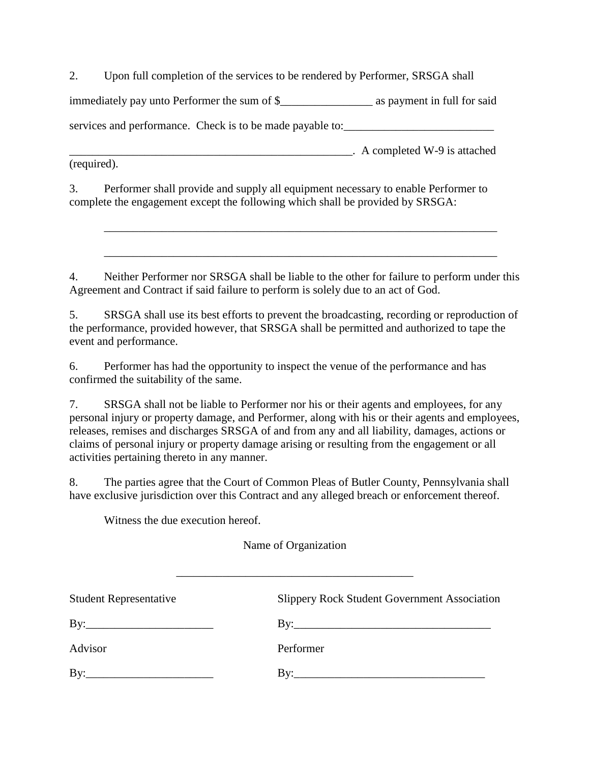2. Upon full completion of the services to be rendered by Performer, SRSGA shall immediately pay unto Performer the sum of $________________ as payment in full for said services and performance. Check is to be made payable to:__________________________ ___________________________________________________. A completed W-9 is attached (required).

3. Performer shall provide and supply all equipment necessary to enable Performer to complete the engagement except the following which shall be provided by SRSGA:

______________________________________________________________________

______________________________________________________________________

4. Neither Performer nor SRSGA shall be liable to the other for failure to perform under this Agreement and Contract if said failure to perform is solely due to an act of God.

5. SRSGA shall use its best efforts to prevent the broadcasting, recording or reproduction of the performance, provided however, that SRSGA shall be permitted and authorized to tape the event and performance.

6. Performer has had the opportunity to inspect the venue of the performance and has confirmed the suitability of the same.

7. SRSGA shall not be liable to Performer nor his or their agents and employees, for any personal injury or property damage, and Performer, along with his or their agents and employees, releases, remises and discharges SRSGA of and from any and all liability, damages, actions or claims of personal injury or property damage arising or resulting from the engagement or all activities pertaining thereto in any manner.

8. The parties agree that the Court of Common Pleas of Butler County, Pennsylvania shall have exclusive jurisdiction over this Contract and any alleged breach or enforcement thereof.

Witness the due execution hereof.

Name of Organization

__________________________________________

| | |
|---|---|
| Student Representative | Slippery Rock Student Government Association |
| By:______________________ | By:__________________________________ |
| Advisor | Performer |
| By:______________________ | By:_________________________________ |